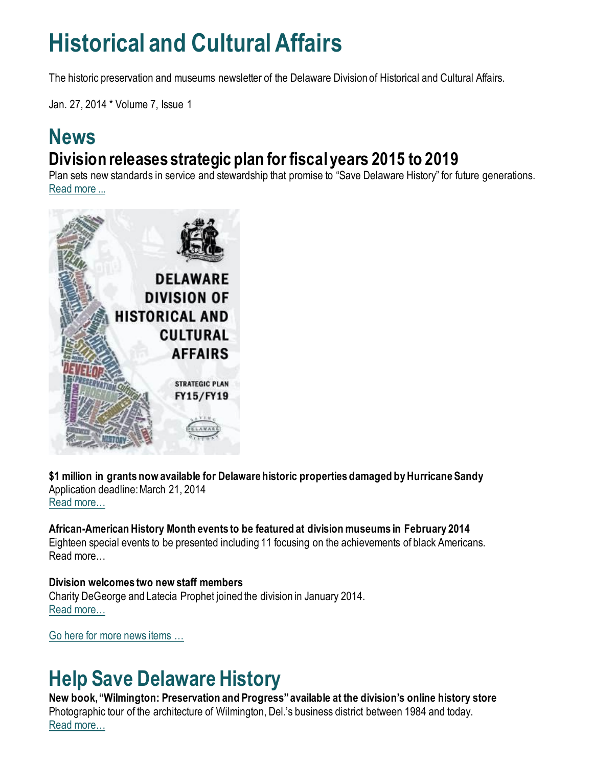# Historical and Cultural Affairs

The historic preservation and museums newsletter of the Delaware Division of Historical and Cultural Affairs.

Jan. 27, 2014 * Volume 7, Issue 1

# News

## Division releases strategic plan for fiscal years 2015 to 2019

Plan sets new standards in service and stewardship that promise to "Save Delaware History" for future generations.
Read more ...

**$1 million in grants now available for Delaware historic properties damaged by Hurricane Sandy**
Application deadline: March 21, 2014
Read more…

**African-American History Month events to be featured at division museums in February 2014**
Eighteen special events to be presented including 11 focusing on the achievements of black Americans.
Read more…

**Division welcomes two new staff members**
Charity DeGeorge and Latecia Prophet joined the division in January 2014.
Read more…

Go here for more news items …

# Help Save Delaware History

**New book, "Wilmington: Preservation and Progress" available at the division's online history store**
Photographic tour of the architecture of Wilmington, Del.'s business district between 1984 and today.
Read more…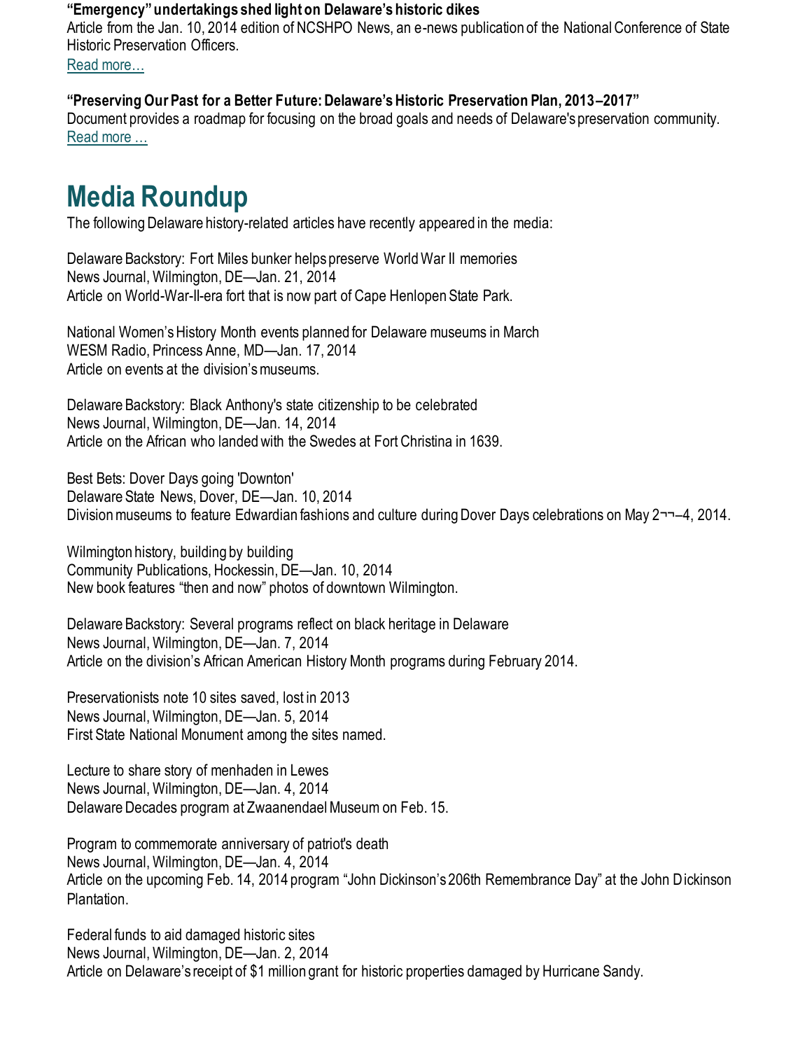**"Emergency" undertakings shed light on Delaware's historic dikes**
Article from the Jan. 10, 2014 edition of NCSHPO News, an e-news publication of the National Conference of State Historic Preservation Officers.
Read more…

**"Preserving Our Past for a Better Future: Delaware's Historic Preservation Plan, 2013–2017"**
Document provides a roadmap for focusing on the broad goals and needs of Delaware's preservation community.
Read more …

# Media Roundup

The following Delaware history-related articles have recently appeared in the media:

Delaware Backstory: Fort Miles bunker helps preserve World War II memories
News Journal, Wilmington, DE—Jan. 21, 2014
Article on World-War-II-era fort that is now part of Cape Henlopen State Park.

National Women's History Month events planned for Delaware museums in March
WESM Radio, Princess Anne, MD—Jan. 17, 2014
Article on events at the division's museums.

Delaware Backstory: Black Anthony's state citizenship to be celebrated
News Journal, Wilmington, DE—Jan. 14, 2014
Article on the African who landed with the Swedes at Fort Christina in 1639.

Best Bets: Dover Days going 'Downton'
Delaware State News, Dover, DE—Jan. 10, 2014
Division museums to feature Edwardian fashions and culture during Dover Days celebrations on May 2¬¬–4, 2014.

Wilmington history, building by building
Community Publications, Hockessin, DE—Jan. 10, 2014
New book features "then and now" photos of downtown Wilmington.

Delaware Backstory: Several programs reflect on black heritage in Delaware
News Journal, Wilmington, DE—Jan. 7, 2014
Article on the division's African American History Month programs during February 2014.

Preservationists note 10 sites saved, lost in 2013
News Journal, Wilmington, DE—Jan. 5, 2014
First State National Monument among the sites named.

Lecture to share story of menhaden in Lewes
News Journal, Wilmington, DE—Jan. 4, 2014
Delaware Decades program at Zwaanendael Museum on Feb. 15.

Program to commemorate anniversary of patriot's death
News Journal, Wilmington, DE—Jan. 4, 2014
Article on the upcoming Feb. 14, 2014 program "John Dickinson's 206th Remembrance Day" at the John Dickinson Plantation.

Federal funds to aid damaged historic sites
News Journal, Wilmington, DE—Jan. 2, 2014
Article on Delaware's receipt of $1 million grant for historic properties damaged by Hurricane Sandy.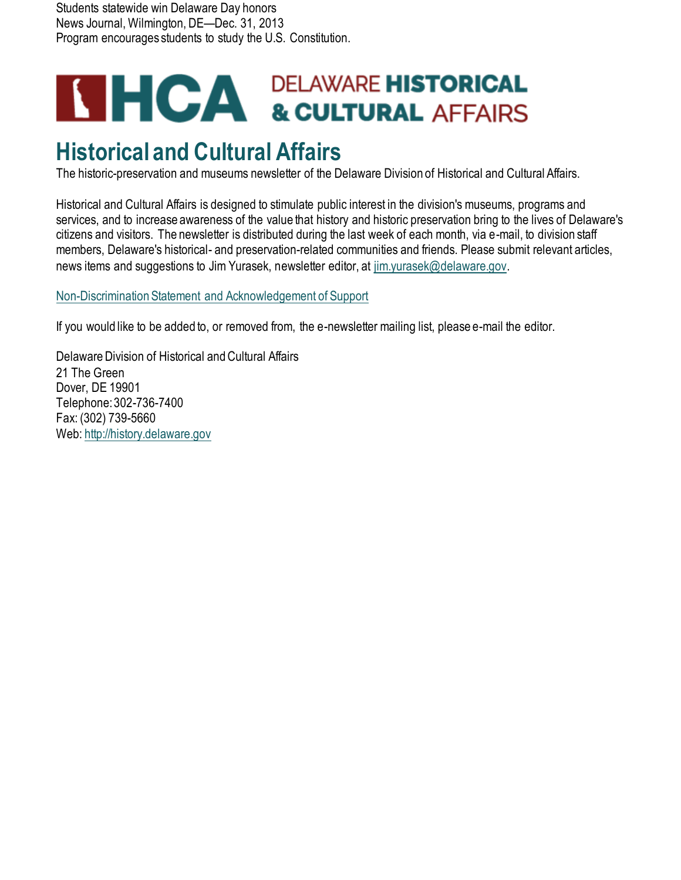Students statewide win Delaware Day honors
News Journal, Wilmington, DE—Dec. 31, 2013
Program encourages students to study the U.S. Constitution.

HCA DELAWARE HISTORICAL & CULTURAL AFFAIRS

# Historical and Cultural Affairs

The historic-preservation and museums newsletter of the Delaware Division of Historical and Cultural Affairs.

Historical and Cultural Affairs is designed to stimulate public interest in the division's museums, programs and services, and to increase awareness of the value that history and historic preservation bring to the lives of Delaware's citizens and visitors. The newsletter is distributed during the last week of each month, via e-mail, to division staff members, Delaware's historical- and preservation-related communities and friends. Please submit relevant articles, news items and suggestions to Jim Yurasek, newsletter editor, at jim.yurasek@delaware.gov.

Non-Discrimination Statement and Acknowledgement of Support

If you would like to be added to, or removed from, the e-newsletter mailing list, please e-mail the editor.

Delaware Division of Historical and Cultural Affairs
21 The Green
Dover, DE 19901
Telephone: 302-736-7400
Fax: (302) 739-5660
Web: http://history.delaware.gov